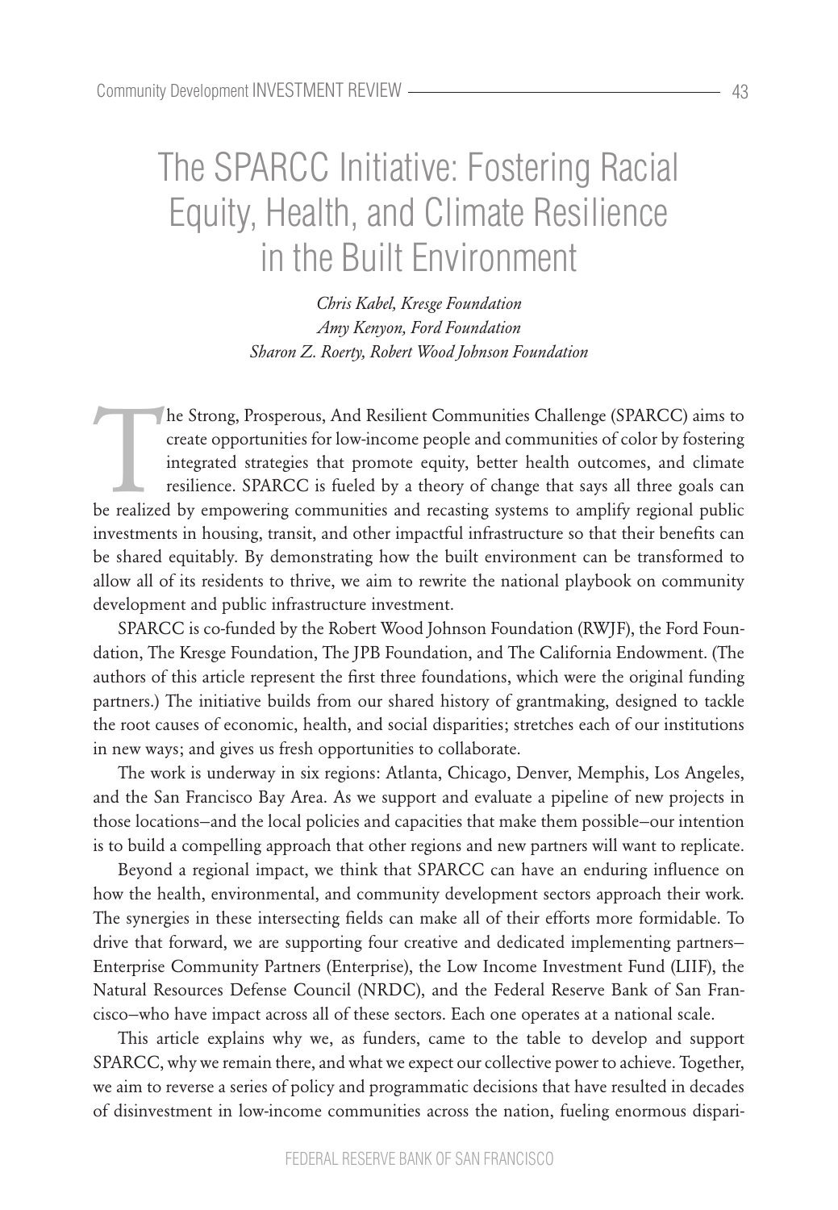# The SPARCC Initiative: Fostering Racial Equity, Health, and Climate Resilience in the Built Environment

*Chris Kabel, Kresge Foundation*
*Amy Kenyon, Ford Foundation*
*Sharon Z. Roerty, Robert Wood Johnson Foundation*

The Strong, Prosperous, And Resilient Communities Challenge (SPARCC) aims to create opportunities for low-income people and communities of color by fostering integrated strategies that promote equity, better health outcomes, and climate resilience. SPARCC is fueled by a theory of change that says all three goals can be realized by empowering communities and recasting systems to amplify regional public investments in housing, transit, and other impactful infrastructure so that their benefits can be shared equitably. By demonstrating how the built environment can be transformed to allow all of its residents to thrive, we aim to rewrite the national playbook on community development and public infrastructure investment.

SPARCC is co-funded by the Robert Wood Johnson Foundation (RWJF), the Ford Foundation, The Kresge Foundation, The JPB Foundation, and The California Endowment. (The authors of this article represent the first three foundations, which were the original funding partners.) The initiative builds from our shared history of grantmaking, designed to tackle the root causes of economic, health, and social disparities; stretches each of our institutions in new ways; and gives us fresh opportunities to collaborate.

The work is underway in six regions: Atlanta, Chicago, Denver, Memphis, Los Angeles, and the San Francisco Bay Area. As we support and evaluate a pipeline of new projects in those locations—and the local policies and capacities that make them possible—our intention is to build a compelling approach that other regions and new partners will want to replicate.

Beyond a regional impact, we think that SPARCC can have an enduring influence on how the health, environmental, and community development sectors approach their work. The synergies in these intersecting fields can make all of their efforts more formidable. To drive that forward, we are supporting four creative and dedicated implementing partners—Enterprise Community Partners (Enterprise), the Low Income Investment Fund (LIIF), the Natural Resources Defense Council (NRDC), and the Federal Reserve Bank of San Francisco—who have impact across all of these sectors. Each one operates at a national scale.

This article explains why we, as funders, came to the table to develop and support SPARCC, why we remain there, and what we expect our collective power to achieve. Together, we aim to reverse a series of policy and programmatic decisions that have resulted in decades of disinvestment in low-income communities across the nation, fueling enormous dispari-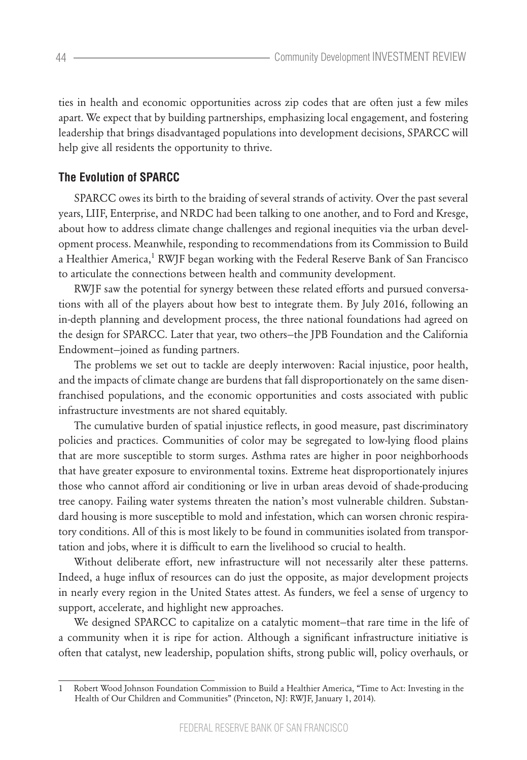ties in health and economic opportunities across zip codes that are often just a few miles apart. We expect that by building partnerships, emphasizing local engagement, and fostering leadership that brings disadvantaged populations into development decisions, SPARCC will help give all residents the opportunity to thrive.

## The Evolution of SPARCC

SPARCC owes its birth to the braiding of several strands of activity. Over the past several years, LIIF, Enterprise, and NRDC had been talking to one another, and to Ford and Kresge, about how to address climate change challenges and regional inequities via the urban development process. Meanwhile, responding to recommendations from its Commission to Build a Healthier America,[1] RWJF began working with the Federal Reserve Bank of San Francisco to articulate the connections between health and community development.

RWJF saw the potential for synergy between these related efforts and pursued conversations with all of the players about how best to integrate them. By July 2016, following an in-depth planning and development process, the three national foundations had agreed on the design for SPARCC. Later that year, two others—the JPB Foundation and the California Endowment—joined as funding partners.

The problems we set out to tackle are deeply interwoven: Racial injustice, poor health, and the impacts of climate change are burdens that fall disproportionately on the same disenfranchised populations, and the economic opportunities and costs associated with public infrastructure investments are not shared equitably.

The cumulative burden of spatial injustice reflects, in good measure, past discriminatory policies and practices. Communities of color may be segregated to low-lying flood plains that are more susceptible to storm surges. Asthma rates are higher in poor neighborhoods that have greater exposure to environmental toxins. Extreme heat disproportionately injures those who cannot afford air conditioning or live in urban areas devoid of shade-producing tree canopy. Failing water systems threaten the nation's most vulnerable children. Substandard housing is more susceptible to mold and infestation, which can worsen chronic respiratory conditions. All of this is most likely to be found in communities isolated from transportation and jobs, where it is difficult to earn the livelihood so crucial to health.

Without deliberate effort, new infrastructure will not necessarily alter these patterns. Indeed, a huge influx of resources can do just the opposite, as major development projects in nearly every region in the United States attest. As funders, we feel a sense of urgency to support, accelerate, and highlight new approaches.

We designed SPARCC to capitalize on a catalytic moment—that rare time in the life of a community when it is ripe for action. Although a significant infrastructure initiative is often that catalyst, new leadership, population shifts, strong public will, policy overhauls, or

---

1 Robert Wood Johnson Foundation Commission to Build a Healthier America, "Time to Act: Investing in the Health of Our Children and Communities" (Princeton, NJ: RWJF, January 1, 2014).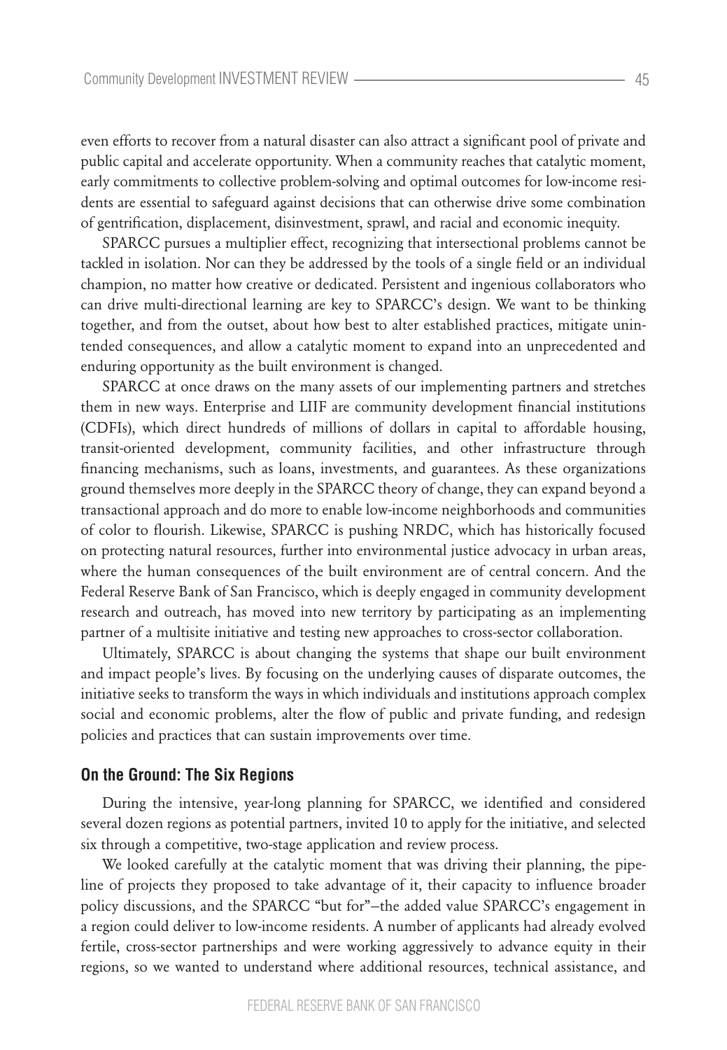even efforts to recover from a natural disaster can also attract a significant pool of private and public capital and accelerate opportunity. When a community reaches that catalytic moment, early commitments to collective problem-solving and optimal outcomes for low-income residents are essential to safeguard against decisions that can otherwise drive some combination of gentrification, displacement, disinvestment, sprawl, and racial and economic inequity.

SPARCC pursues a multiplier effect, recognizing that intersectional problems cannot be tackled in isolation. Nor can they be addressed by the tools of a single field or an individual champion, no matter how creative or dedicated. Persistent and ingenious collaborators who can drive multi-directional learning are key to SPARCC's design. We want to be thinking together, and from the outset, about how best to alter established practices, mitigate unintended consequences, and allow a catalytic moment to expand into an unprecedented and enduring opportunity as the built environment is changed.

SPARCC at once draws on the many assets of our implementing partners and stretches them in new ways. Enterprise and LIIF are community development financial institutions (CDFIs), which direct hundreds of millions of dollars in capital to affordable housing, transit-oriented development, community facilities, and other infrastructure through financing mechanisms, such as loans, investments, and guarantees. As these organizations ground themselves more deeply in the SPARCC theory of change, they can expand beyond a transactional approach and do more to enable low-income neighborhoods and communities of color to flourish. Likewise, SPARCC is pushing NRDC, which has historically focused on protecting natural resources, further into environmental justice advocacy in urban areas, where the human consequences of the built environment are of central concern. And the Federal Reserve Bank of San Francisco, which is deeply engaged in community development research and outreach, has moved into new territory by participating as an implementing partner of a multisite initiative and testing new approaches to cross-sector collaboration.

Ultimately, SPARCC is about changing the systems that shape our built environment and impact people's lives. By focusing on the underlying causes of disparate outcomes, the initiative seeks to transform the ways in which individuals and institutions approach complex social and economic problems, alter the flow of public and private funding, and redesign policies and practices that can sustain improvements over time.

### On the Ground: The Six Regions

During the intensive, year-long planning for SPARCC, we identified and considered several dozen regions as potential partners, invited 10 to apply for the initiative, and selected six through a competitive, two-stage application and review process.

We looked carefully at the catalytic moment that was driving their planning, the pipeline of projects they proposed to take advantage of it, their capacity to influence broader policy discussions, and the SPARCC "but for"—the added value SPARCC's engagement in a region could deliver to low-income residents. A number of applicants had already evolved fertile, cross-sector partnerships and were working aggressively to advance equity in their regions, so we wanted to understand where additional resources, technical assistance, and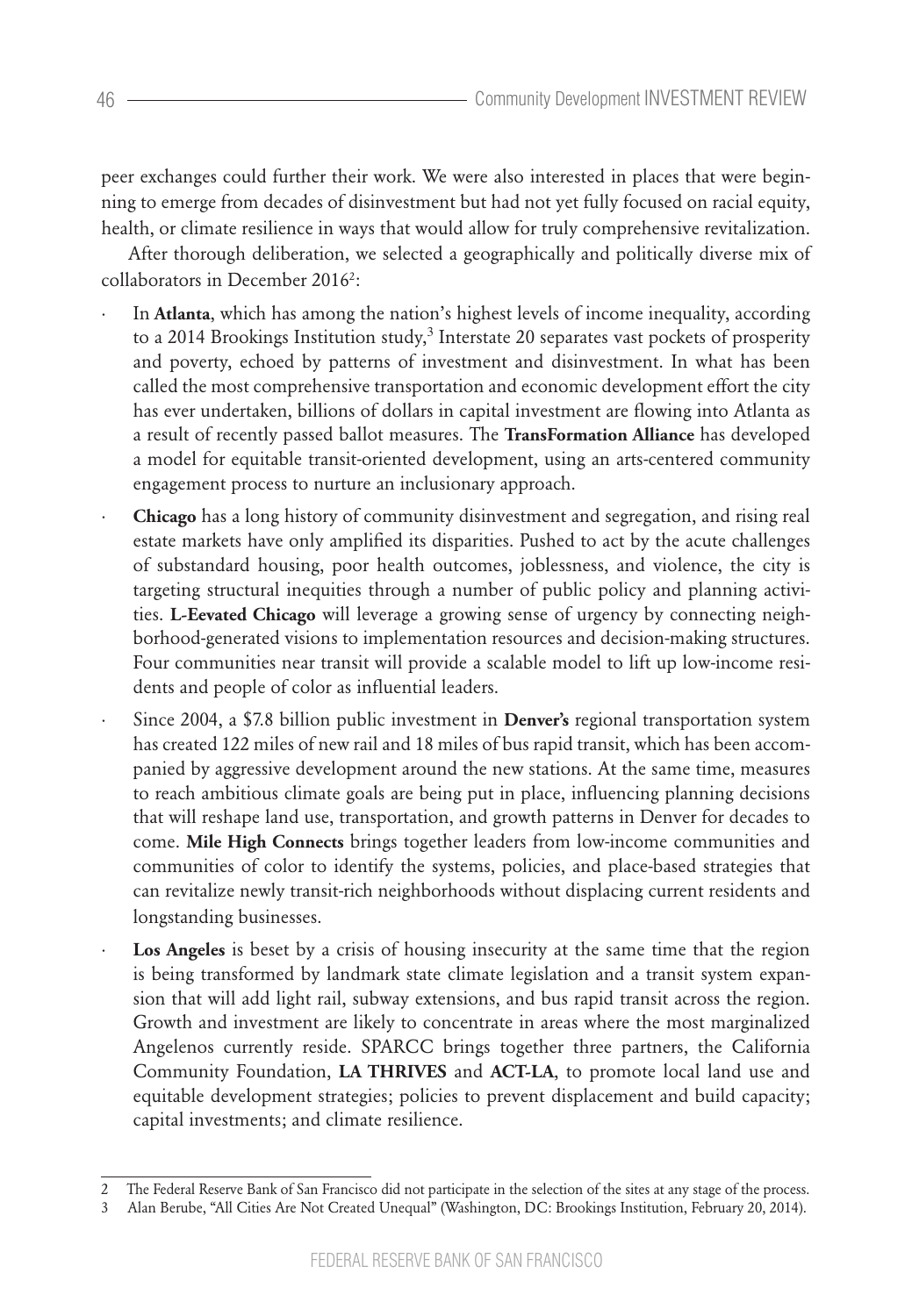peer exchanges could further their work. We were also interested in places that were beginning to emerge from decades of disinvestment but had not yet fully focused on racial equity, health, or climate resilience in ways that would allow for truly comprehensive revitalization.

After thorough deliberation, we selected a geographically and politically diverse mix of collaborators in December 2016[2]:

- In **Atlanta**, which has among the nation's highest levels of income inequality, according to a 2014 Brookings Institution study,[3] Interstate 20 separates vast pockets of prosperity and poverty, echoed by patterns of investment and disinvestment. In what has been called the most comprehensive transportation and economic development effort the city has ever undertaken, billions of dollars in capital investment are flowing into Atlanta as a result of recently passed ballot measures. The **TransFormation Alliance** has developed a model for equitable transit-oriented development, using an arts-centered community engagement process to nurture an inclusionary approach.
- **Chicago** has a long history of community disinvestment and segregation, and rising real estate markets have only amplified its disparities. Pushed to act by the acute challenges of substandard housing, poor health outcomes, joblessness, and violence, the city is targeting structural inequities through a number of public policy and planning activities. **L-Eevated Chicago** will leverage a growing sense of urgency by connecting neighborhood-generated visions to implementation resources and decision-making structures. Four communities near transit will provide a scalable model to lift up low-income residents and people of color as influential leaders.
- Since 2004, a $7.8 billion public investment in **Denver's** regional transportation system has created 122 miles of new rail and 18 miles of bus rapid transit, which has been accompanied by aggressive development around the new stations. At the same time, measures to reach ambitious climate goals are being put in place, influencing planning decisions that will reshape land use, transportation, and growth patterns in Denver for decades to come. **Mile High Connects** brings together leaders from low-income communities and communities of color to identify the systems, policies, and place-based strategies that can revitalize newly transit-rich neighborhoods without displacing current residents and longstanding businesses.
- **Los Angeles** is beset by a crisis of housing insecurity at the same time that the region is being transformed by landmark state climate legislation and a transit system expansion that will add light rail, subway extensions, and bus rapid transit across the region. Growth and investment are likely to concentrate in areas where the most marginalized Angelenos currently reside. SPARCC brings together three partners, the California Community Foundation, **LA THRIVES** and **ACT-LA**, to promote local land use and equitable development strategies; policies to prevent displacement and build capacity; capital investments; and climate resilience.

---

2 The Federal Reserve Bank of San Francisco did not participate in the selection of the sites at any stage of the process.

3 Alan Berube, "All Cities Are Not Created Unequal" (Washington, DC: Brookings Institution, February 20, 2014).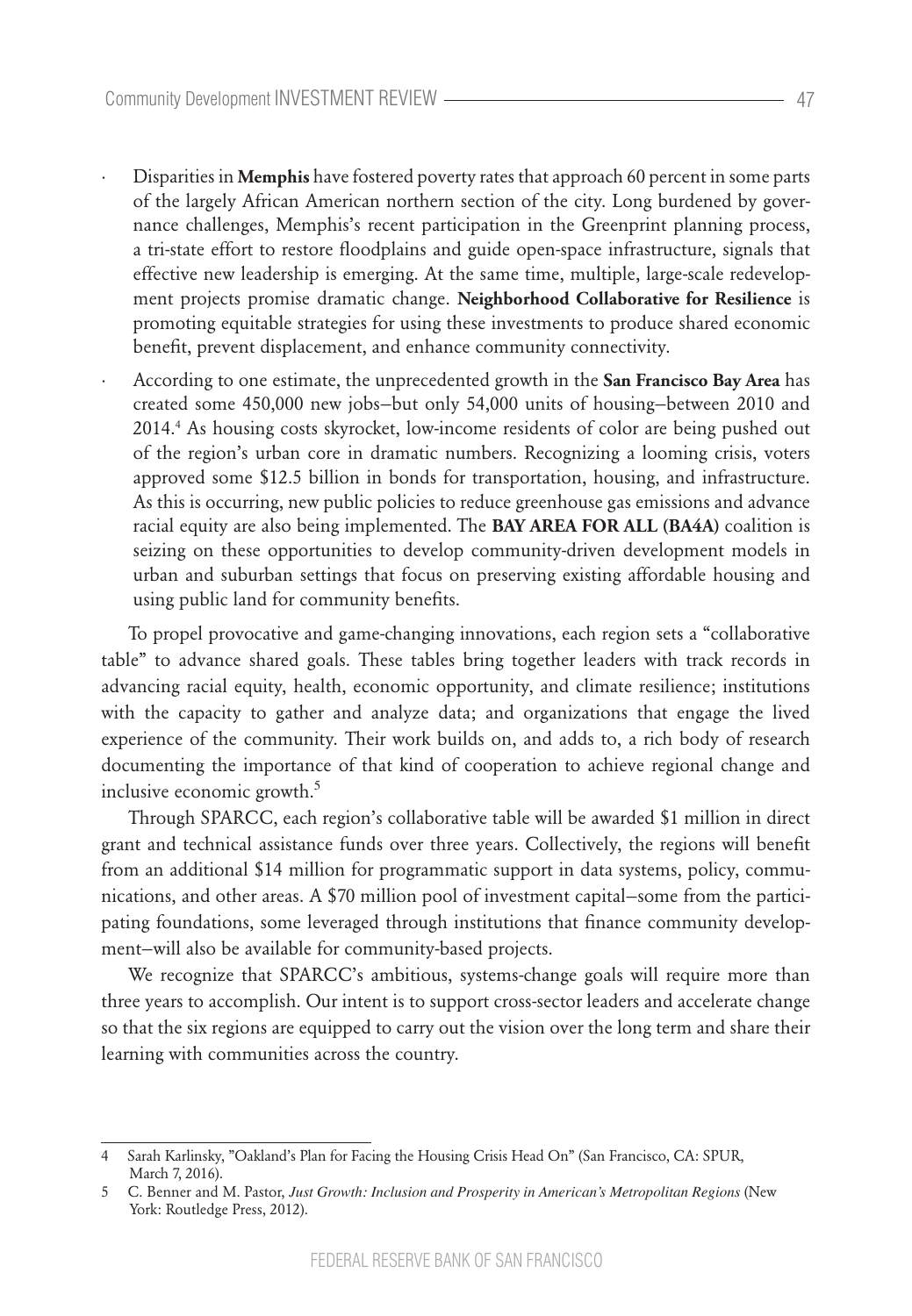- Disparities in **Memphis** have fostered poverty rates that approach 60 percent in some parts of the largely African American northern section of the city. Long burdened by governance challenges, Memphis's recent participation in the Greenprint planning process, a tri-state effort to restore floodplains and guide open-space infrastructure, signals that effective new leadership is emerging. At the same time, multiple, large-scale redevelopment projects promise dramatic change. **Neighborhood Collaborative for Resilience** is promoting equitable strategies for using these investments to produce shared economic benefit, prevent displacement, and enhance community connectivity.
- According to one estimate, the unprecedented growth in the **San Francisco Bay Area** has created some 450,000 new jobs—but only 54,000 units of housing—between 2010 and 2014.[4] As housing costs skyrocket, low-income residents of color are being pushed out of the region's urban core in dramatic numbers. Recognizing a looming crisis, voters approved some $12.5 billion in bonds for transportation, housing, and infrastructure. As this is occurring, new public policies to reduce greenhouse gas emissions and advance racial equity are also being implemented. The **BAY AREA FOR ALL (BA4A)** coalition is seizing on these opportunities to develop community-driven development models in urban and suburban settings that focus on preserving existing affordable housing and using public land for community benefits.

To propel provocative and game-changing innovations, each region sets a "collaborative table" to advance shared goals. These tables bring together leaders with track records in advancing racial equity, health, economic opportunity, and climate resilience; institutions with the capacity to gather and analyze data; and organizations that engage the lived experience of the community. Their work builds on, and adds to, a rich body of research documenting the importance of that kind of cooperation to achieve regional change and inclusive economic growth.[5]

Through SPARCC, each region's collaborative table will be awarded $1 million in direct grant and technical assistance funds over three years. Collectively, the regions will benefit from an additional $14 million for programmatic support in data systems, policy, communications, and other areas. A $70 million pool of investment capital—some from the participating foundations, some leveraged through institutions that finance community development—will also be available for community-based projects.

We recognize that SPARCC's ambitious, systems-change goals will require more than three years to accomplish. Our intent is to support cross-sector leaders and accelerate change so that the six regions are equipped to carry out the vision over the long term and share their learning with communities across the country.

---

4 Sarah Karlinsky, "Oakland's Plan for Facing the Housing Crisis Head On" (San Francisco, CA: SPUR, March 7, 2016).

5 C. Benner and M. Pastor, *Just Growth: Inclusion and Prosperity in American's Metropolitan Regions* (New York: Routledge Press, 2012).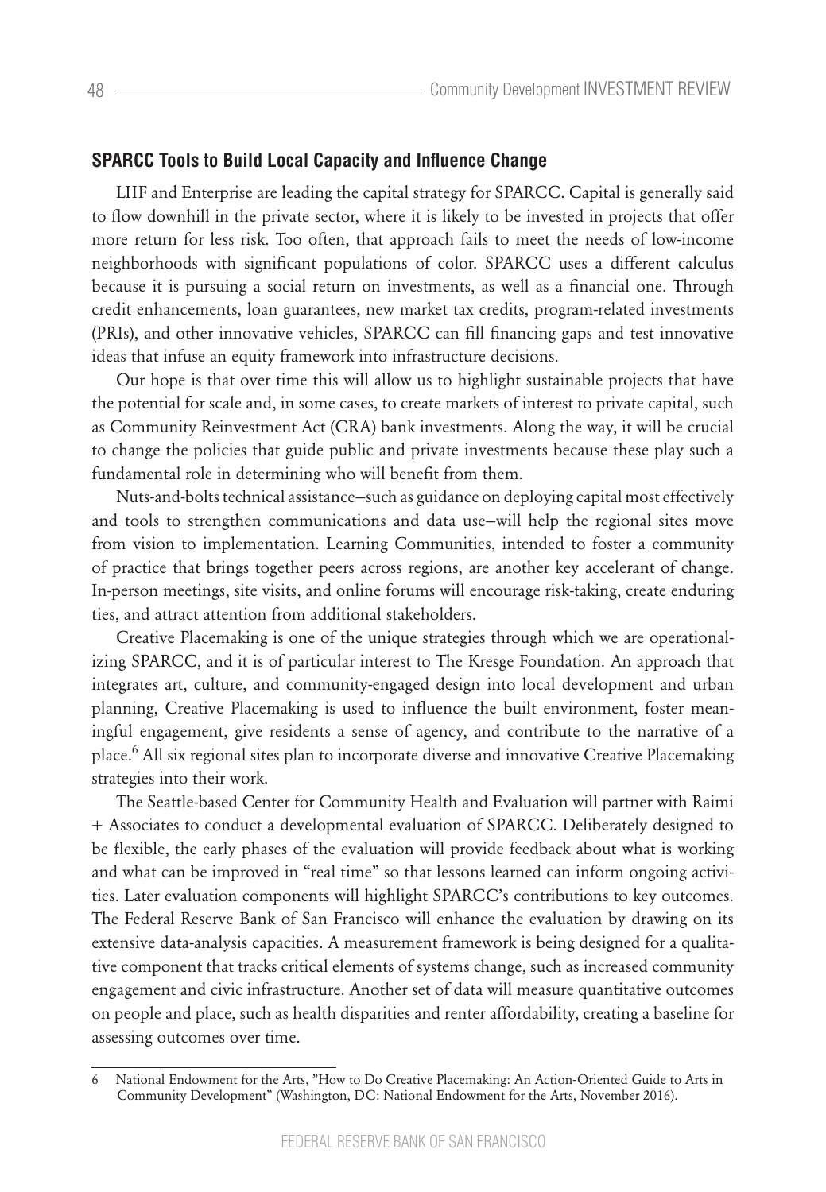## SPARCC Tools to Build Local Capacity and Influence Change

LIIF and Enterprise are leading the capital strategy for SPARCC. Capital is generally said to flow downhill in the private sector, where it is likely to be invested in projects that offer more return for less risk. Too often, that approach fails to meet the needs of low-income neighborhoods with significant populations of color. SPARCC uses a different calculus because it is pursuing a social return on investments, as well as a financial one. Through credit enhancements, loan guarantees, new market tax credits, program-related investments (PRIs), and other innovative vehicles, SPARCC can fill financing gaps and test innovative ideas that infuse an equity framework into infrastructure decisions.

Our hope is that over time this will allow us to highlight sustainable projects that have the potential for scale and, in some cases, to create markets of interest to private capital, such as Community Reinvestment Act (CRA) bank investments. Along the way, it will be crucial to change the policies that guide public and private investments because these play such a fundamental role in determining who will benefit from them.

Nuts-and-bolts technical assistance—such as guidance on deploying capital most effectively and tools to strengthen communications and data use—will help the regional sites move from vision to implementation. Learning Communities, intended to foster a community of practice that brings together peers across regions, are another key accelerant of change. In-person meetings, site visits, and online forums will encourage risk-taking, create enduring ties, and attract attention from additional stakeholders.

Creative Placemaking is one of the unique strategies through which we are operationalizing SPARCC, and it is of particular interest to The Kresge Foundation. An approach that integrates art, culture, and community-engaged design into local development and urban planning, Creative Placemaking is used to influence the built environment, foster meaningful engagement, give residents a sense of agency, and contribute to the narrative of a place.[6] All six regional sites plan to incorporate diverse and innovative Creative Placemaking strategies into their work.

The Seattle-based Center for Community Health and Evaluation will partner with Raimi + Associates to conduct a developmental evaluation of SPARCC. Deliberately designed to be flexible, the early phases of the evaluation will provide feedback about what is working and what can be improved in "real time" so that lessons learned can inform ongoing activities. Later evaluation components will highlight SPARCC's contributions to key outcomes. The Federal Reserve Bank of San Francisco will enhance the evaluation by drawing on its extensive data-analysis capacities. A measurement framework is being designed for a qualitative component that tracks critical elements of systems change, such as increased community engagement and civic infrastructure. Another set of data will measure quantitative outcomes on people and place, such as health disparities and renter affordability, creating a baseline for assessing outcomes over time.

---

6 National Endowment for the Arts, "How to Do Creative Placemaking: An Action-Oriented Guide to Arts in Community Development" (Washington, DC: National Endowment for the Arts, November 2016).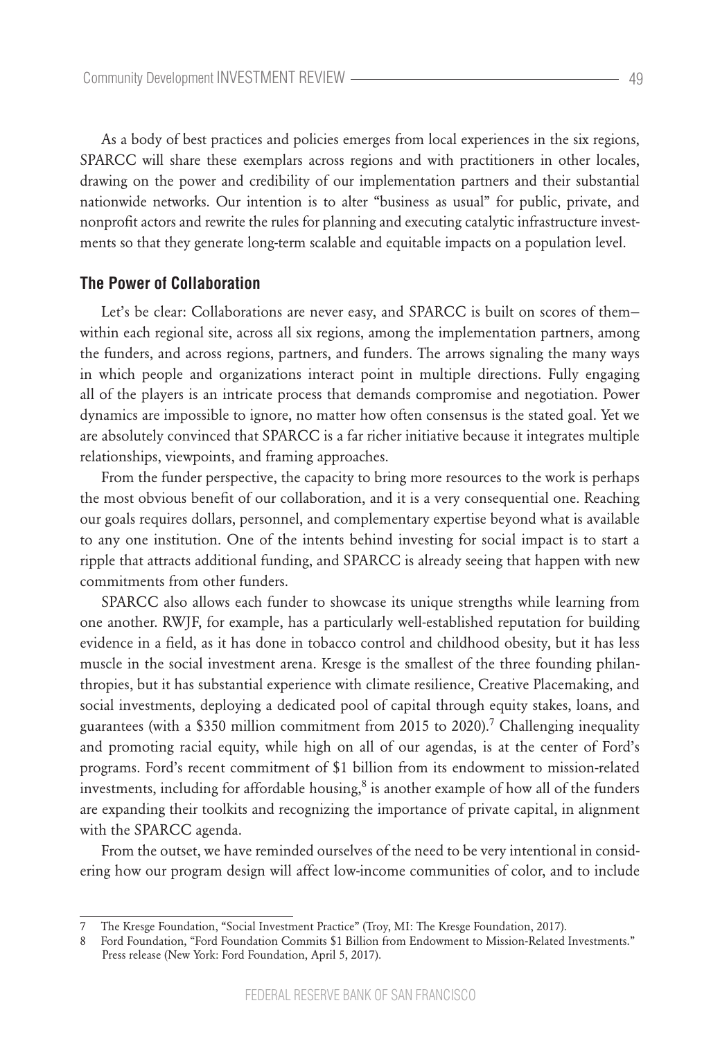As a body of best practices and policies emerges from local experiences in the six regions, SPARCC will share these exemplars across regions and with practitioners in other locales, drawing on the power and credibility of our implementation partners and their substantial nationwide networks. Our intention is to alter "business as usual" for public, private, and nonprofit actors and rewrite the rules for planning and executing catalytic infrastructure investments so that they generate long-term scalable and equitable impacts on a population level.

## The Power of Collaboration

Let's be clear: Collaborations are never easy, and SPARCC is built on scores of them—within each regional site, across all six regions, among the implementation partners, among the funders, and across regions, partners, and funders. The arrows signaling the many ways in which people and organizations interact point in multiple directions. Fully engaging all of the players is an intricate process that demands compromise and negotiation. Power dynamics are impossible to ignore, no matter how often consensus is the stated goal. Yet we are absolutely convinced that SPARCC is a far richer initiative because it integrates multiple relationships, viewpoints, and framing approaches.

From the funder perspective, the capacity to bring more resources to the work is perhaps the most obvious benefit of our collaboration, and it is a very consequential one. Reaching our goals requires dollars, personnel, and complementary expertise beyond what is available to any one institution. One of the intents behind investing for social impact is to start a ripple that attracts additional funding, and SPARCC is already seeing that happen with new commitments from other funders.

SPARCC also allows each funder to showcase its unique strengths while learning from one another. RWJF, for example, has a particularly well-established reputation for building evidence in a field, as it has done in tobacco control and childhood obesity, but it has less muscle in the social investment arena. Kresge is the smallest of the three founding philanthropies, but it has substantial experience with climate resilience, Creative Placemaking, and social investments, deploying a dedicated pool of capital through equity stakes, loans, and guarantees (with a $350 million commitment from 2015 to 2020).[7] Challenging inequality and promoting racial equity, while high on all of our agendas, is at the center of Ford's programs. Ford's recent commitment of $1 billion from its endowment to mission-related investments, including for affordable housing,[8] is another example of how all of the funders are expanding their toolkits and recognizing the importance of private capital, in alignment with the SPARCC agenda.

From the outset, we have reminded ourselves of the need to be very intentional in considering how our program design will affect low-income communities of color, and to include

---

7 The Kresge Foundation, "Social Investment Practice" (Troy, MI: The Kresge Foundation, 2017).

8 Ford Foundation, "Ford Foundation Commits $1 Billion from Endowment to Mission-Related Investments." Press release (New York: Ford Foundation, April 5, 2017).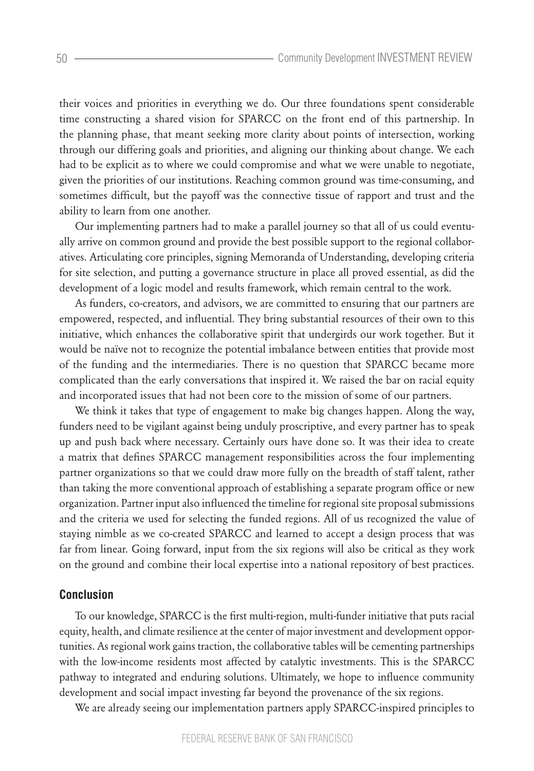their voices and priorities in everything we do. Our three foundations spent considerable time constructing a shared vision for SPARCC on the front end of this partnership. In the planning phase, that meant seeking more clarity about points of intersection, working through our differing goals and priorities, and aligning our thinking about change. We each had to be explicit as to where we could compromise and what we were unable to negotiate, given the priorities of our institutions. Reaching common ground was time-consuming, and sometimes difficult, but the payoff was the connective tissue of rapport and trust and the ability to learn from one another.

Our implementing partners had to make a parallel journey so that all of us could eventually arrive on common ground and provide the best possible support to the regional collaboratives. Articulating core principles, signing Memoranda of Understanding, developing criteria for site selection, and putting a governance structure in place all proved essential, as did the development of a logic model and results framework, which remain central to the work.

As funders, co-creators, and advisors, we are committed to ensuring that our partners are empowered, respected, and influential. They bring substantial resources of their own to this initiative, which enhances the collaborative spirit that undergirds our work together. But it would be naïve not to recognize the potential imbalance between entities that provide most of the funding and the intermediaries. There is no question that SPARCC became more complicated than the early conversations that inspired it. We raised the bar on racial equity and incorporated issues that had not been core to the mission of some of our partners.

We think it takes that type of engagement to make big changes happen. Along the way, funders need to be vigilant against being unduly proscriptive, and every partner has to speak up and push back where necessary. Certainly ours have done so. It was their idea to create a matrix that defines SPARCC management responsibilities across the four implementing partner organizations so that we could draw more fully on the breadth of staff talent, rather than taking the more conventional approach of establishing a separate program office or new organization. Partner input also influenced the timeline for regional site proposal submissions and the criteria we used for selecting the funded regions. All of us recognized the value of staying nimble as we co-created SPARCC and learned to accept a design process that was far from linear. Going forward, input from the six regions will also be critical as they work on the ground and combine their local expertise into a national repository of best practices.

## Conclusion

To our knowledge, SPARCC is the first multi-region, multi-funder initiative that puts racial equity, health, and climate resilience at the center of major investment and development opportunities. As regional work gains traction, the collaborative tables will be cementing partnerships with the low-income residents most affected by catalytic investments. This is the SPARCC pathway to integrated and enduring solutions. Ultimately, we hope to influence community development and social impact investing far beyond the provenance of the six regions.

We are already seeing our implementation partners apply SPARCC-inspired principles to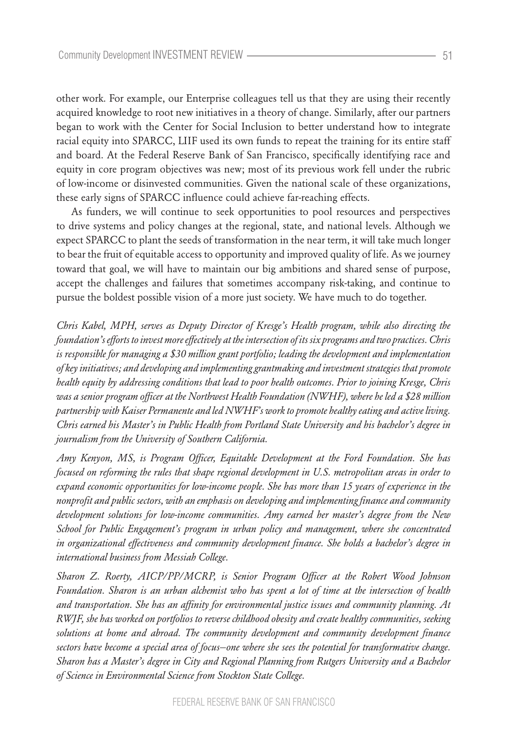other work. For example, our Enterprise colleagues tell us that they are using their recently acquired knowledge to root new initiatives in a theory of change. Similarly, after our partners began to work with the Center for Social Inclusion to better understand how to integrate racial equity into SPARCC, LIIF used its own funds to repeat the training for its entire staff and board. At the Federal Reserve Bank of San Francisco, specifically identifying race and equity in core program objectives was new; most of its previous work fell under the rubric of low-income or disinvested communities. Given the national scale of these organizations, these early signs of SPARCC influence could achieve far-reaching effects.

As funders, we will continue to seek opportunities to pool resources and perspectives to drive systems and policy changes at the regional, state, and national levels. Although we expect SPARCC to plant the seeds of transformation in the near term, it will take much longer to bear the fruit of equitable access to opportunity and improved quality of life. As we journey toward that goal, we will have to maintain our big ambitions and shared sense of purpose, accept the challenges and failures that sometimes accompany risk-taking, and continue to pursue the boldest possible vision of a more just society. We have much to do together.

*Chris Kabel, MPH, serves as Deputy Director of Kresge's Health program, while also directing the foundation's efforts to invest more effectively at the intersection of its six programs and two practices. Chris is responsible for managing a $30 million grant portfolio; leading the development and implementation of key initiatives; and developing and implementing grantmaking and investment strategies that promote health equity by addressing conditions that lead to poor health outcomes. Prior to joining Kresge, Chris was a senior program officer at the Northwest Health Foundation (NWHF), where he led a $28 million partnership with Kaiser Permanente and led NWHF's work to promote healthy eating and active living. Chris earned his Master's in Public Health from Portland State University and his bachelor's degree in journalism from the University of Southern California.*

*Amy Kenyon, MS, is Program Officer, Equitable Development at the Ford Foundation. She has focused on reforming the rules that shape regional development in U.S. metropolitan areas in order to expand economic opportunities for low-income people. She has more than 15 years of experience in the nonprofit and public sectors, with an emphasis on developing and implementing finance and community development solutions for low-income communities. Amy earned her master's degree from the New School for Public Engagement's program in urban policy and management, where she concentrated in organizational effectiveness and community development finance. She holds a bachelor's degree in international business from Messiah College.*

*Sharon Z. Roerty, AICP/PP/MCRP, is Senior Program Officer at the Robert Wood Johnson Foundation. Sharon is an urban alchemist who has spent a lot of time at the intersection of health and transportation. She has an affinity for environmental justice issues and community planning. At RWJF, she has worked on portfolios to reverse childhood obesity and create healthy communities, seeking solutions at home and abroad. The community development and community development finance sectors have become a special area of focus–one where she sees the potential for transformative change. Sharon has a Master's degree in City and Regional Planning from Rutgers University and a Bachelor of Science in Environmental Science from Stockton State College.*